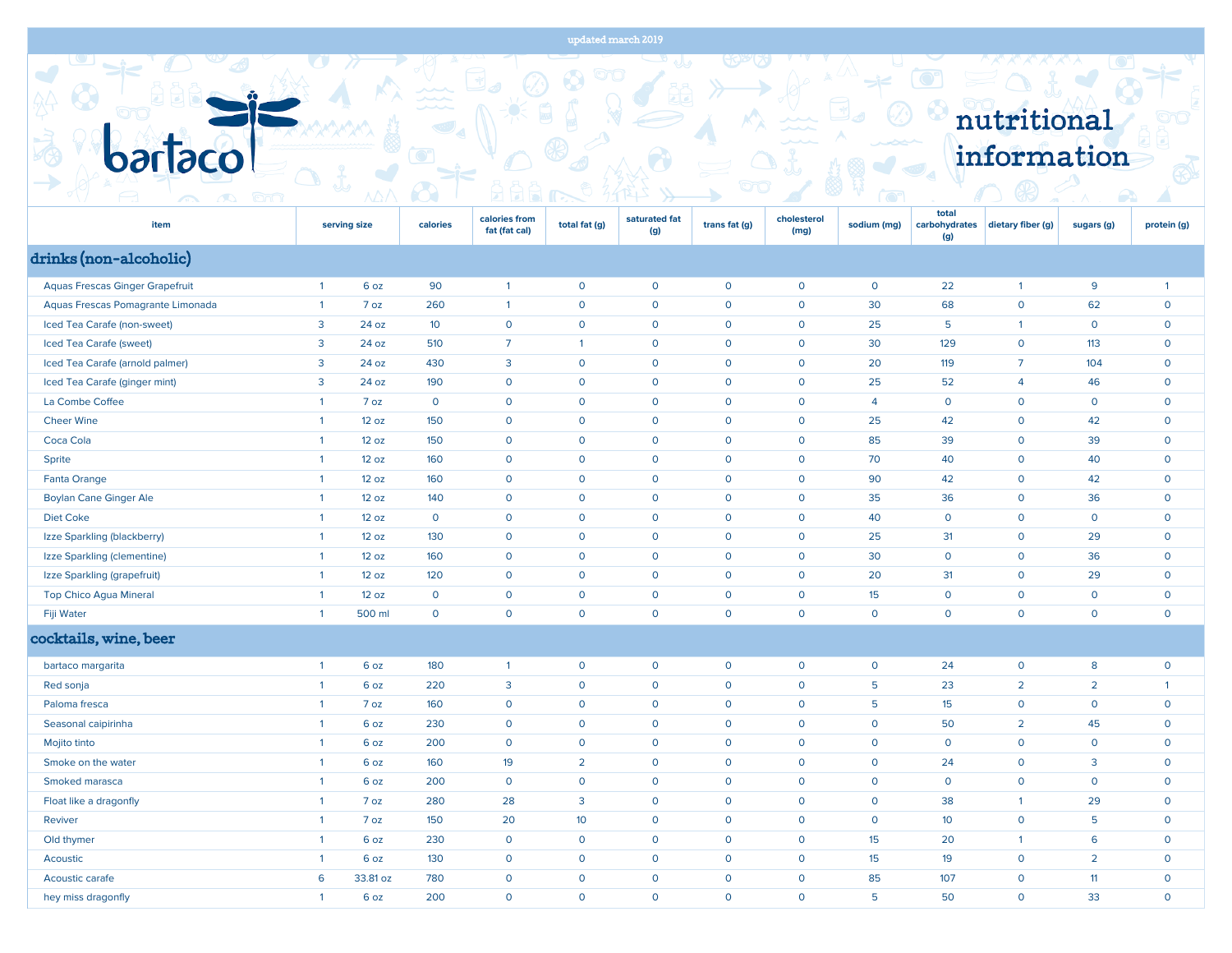updated march 2019

# bartaco

# nutritional information

| item | serving size | | calories | calories from fat (fat cal) | total fat (g) | saturated fat (g) | trans fat (g) | cholesterol (mg) | sodium (mg) | total carbohydrates (g) | dietary fiber (g) | sugars (g) | protein (g) |
|---|---|---|---|---|---|---|---|---|---|---|---|---|---|
| **drinks (non-alcoholic)** | | | | | | | | | | | | | |
| Aquas Frescas Ginger Grapefruit | 1 | 6 oz | 90 | 1 | 0 | 0 | 0 | 0 | 0 | 22 | 1 | 9 | 1 |
| Aquas Frescas Pomagrante Limonada | 1 | 7 oz | 260 | 1 | 0 | 0 | 0 | 0 | 30 | 68 | 0 | 62 | 0 |
| Iced Tea Carafe (non-sweet) | 3 | 24 oz | 10 | 0 | 0 | 0 | 0 | 0 | 25 | 5 | 1 | 0 | 0 |
| Iced Tea Carafe (sweet) | 3 | 24 oz | 510 | 7 | 1 | 0 | 0 | 0 | 30 | 129 | 0 | 113 | 0 |
| Iced Tea Carafe (arnold palmer) | 3 | 24 oz | 430 | 3 | 0 | 0 | 0 | 0 | 20 | 119 | 7 | 104 | 0 |
| Iced Tea Carafe (ginger mint) | 3 | 24 oz | 190 | 0 | 0 | 0 | 0 | 0 | 25 | 52 | 4 | 46 | 0 |
| La Combe Coffee | 1 | 7 oz | 0 | 0 | 0 | 0 | 0 | 0 | 4 | 0 | 0 | 0 | 0 |
| Cheer Wine | 1 | 12 oz | 150 | 0 | 0 | 0 | 0 | 0 | 25 | 42 | 0 | 42 | 0 |
| Coca Cola | 1 | 12 oz | 150 | 0 | 0 | 0 | 0 | 0 | 85 | 39 | 0 | 39 | 0 |
| Sprite | 1 | 12 oz | 160 | 0 | 0 | 0 | 0 | 0 | 70 | 40 | 0 | 40 | 0 |
| Fanta Orange | 1 | 12 oz | 160 | 0 | 0 | 0 | 0 | 0 | 90 | 42 | 0 | 42 | 0 |
| Boylan Cane Ginger Ale | 1 | 12 oz | 140 | 0 | 0 | 0 | 0 | 0 | 35 | 36 | 0 | 36 | 0 |
| Diet Coke | 1 | 12 oz | 0 | 0 | 0 | 0 | 0 | 0 | 40 | 0 | 0 | 0 | 0 |
| Izze Sparkling (blackberry) | 1 | 12 oz | 130 | 0 | 0 | 0 | 0 | 0 | 25 | 31 | 0 | 29 | 0 |
| Izze Sparkling (clementine) | 1 | 12 oz | 160 | 0 | 0 | 0 | 0 | 0 | 30 | 0 | 0 | 36 | 0 |
| Izze Sparkling (grapefruit) | 1 | 12 oz | 120 | 0 | 0 | 0 | 0 | 0 | 20 | 31 | 0 | 29 | 0 |
| Top Chico Agua Mineral | 1 | 12 oz | 0 | 0 | 0 | 0 | 0 | 0 | 15 | 0 | 0 | 0 | 0 |
| Fiji Water | 1 | 500 ml | 0 | 0 | 0 | 0 | 0 | 0 | 0 | 0 | 0 | 0 | 0 |
| **cocktails, wine, beer** | | | | | | | | | | | | | |
| bartaco margarita | 1 | 6 oz | 180 | 1 | 0 | 0 | 0 | 0 | 0 | 24 | 0 | 8 | 0 |
| Red sonja | 1 | 6 oz | 220 | 3 | 0 | 0 | 0 | 0 | 5 | 23 | 2 | 2 | 1 |
| Paloma fresca | 1 | 7 oz | 160 | 0 | 0 | 0 | 0 | 0 | 5 | 15 | 0 | 0 | 0 |
| Seasonal caipirinha | 1 | 6 oz | 230 | 0 | 0 | 0 | 0 | 0 | 0 | 50 | 2 | 45 | 0 |
| Mojito tinto | 1 | 6 oz | 200 | 0 | 0 | 0 | 0 | 0 | 0 | 0 | 0 | 0 | 0 |
| Smoke on the water | 1 | 6 oz | 160 | 19 | 2 | 0 | 0 | 0 | 0 | 24 | 0 | 3 | 0 |
| Smoked marasca | 1 | 6 oz | 200 | 0 | 0 | 0 | 0 | 0 | 0 | 0 | 0 | 0 | 0 |
| Float like a dragonfly | 1 | 7 oz | 280 | 28 | 3 | 0 | 0 | 0 | 0 | 38 | 1 | 29 | 0 |
| Reviver | 1 | 7 oz | 150 | 20 | 10 | 0 | 0 | 0 | 0 | 10 | 0 | 5 | 0 |
| Old thymer | 1 | 6 oz | 230 | 0 | 0 | 0 | 0 | 0 | 15 | 20 | 1 | 6 | 0 |
| Acoustic | 1 | 6 oz | 130 | 0 | 0 | 0 | 0 | 0 | 15 | 19 | 0 | 2 | 0 |
| Acoustic carafe | 6 | 33.81 oz | 780 | 0 | 0 | 0 | 0 | 0 | 85 | 107 | 0 | 11 | 0 |
| hey miss dragonfly | 1 | 6 oz | 200 | 0 | 0 | 0 | 0 | 0 | 5 | 50 | 0 | 33 | 0 |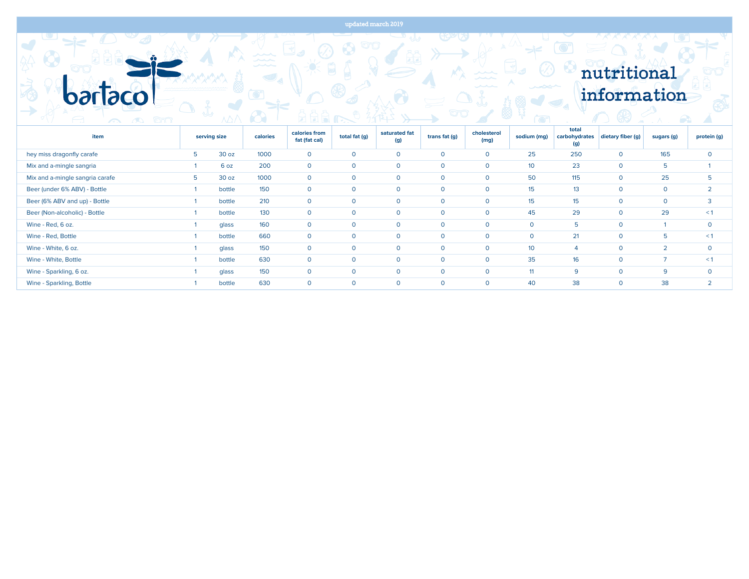updated march 2019

bartaco

# nutritional information

| item | serving size | | calories | calories from fat (fat cal) | total fat (g) | saturated fat (g) | trans fat (g) | cholesterol (mg) | sodium (mg) | total carbohydrates (g) | dietary fiber (g) | sugars (g) | protein (g) |
|---|---|---|---|---|---|---|---|---|---|---|---|---|---|
| hey miss dragonfly carafe | 5 | 30 oz | 1000 | 0 | 0 | 0 | 0 | 0 | 25 | 250 | 0 | 165 | 0 |
| Mix and a-mingle sangria | 1 | 6 oz | 200 | 0 | 0 | 0 | 0 | 0 | 10 | 23 | 0 | 5 | 1 |
| Mix and a-mingle sangria carafe | 5 | 30 oz | 1000 | 0 | 0 | 0 | 0 | 0 | 50 | 115 | 0 | 25 | 5 |
| Beer (under 6% ABV) - Bottle | 1 | bottle | 150 | 0 | 0 | 0 | 0 | 0 | 15 | 13 | 0 | 0 | 2 |
| Beer (6% ABV and up) - Bottle | 1 | bottle | 210 | 0 | 0 | 0 | 0 | 0 | 15 | 15 | 0 | 0 | 3 |
| Beer (Non-alcoholic) - Bottle | 1 | bottle | 130 | 0 | 0 | 0 | 0 | 0 | 45 | 29 | 0 | 29 | < 1 |
| Wine - Red, 6 oz. | 1 | glass | 160 | 0 | 0 | 0 | 0 | 0 | 0 | 5 | 0 | 1 | 0 |
| Wine - Red, Bottle | 1 | bottle | 660 | 0 | 0 | 0 | 0 | 0 | 0 | 21 | 0 | 5 | < 1 |
| Wine - White, 6 oz. | 1 | glass | 150 | 0 | 0 | 0 | 0 | 0 | 10 | 4 | 0 | 2 | 0 |
| Wine - White, Bottle | 1 | bottle | 630 | 0 | 0 | 0 | 0 | 0 | 35 | 16 | 0 | 7 | < 1 |
| Wine - Sparkling, 6 oz. | 1 | glass | 150 | 0 | 0 | 0 | 0 | 0 | 11 | 9 | 0 | 9 | 0 |
| Wine - Sparkling, Bottle | 1 | bottle | 630 | 0 | 0 | 0 | 0 | 0 | 40 | 38 | 0 | 38 | 2 |